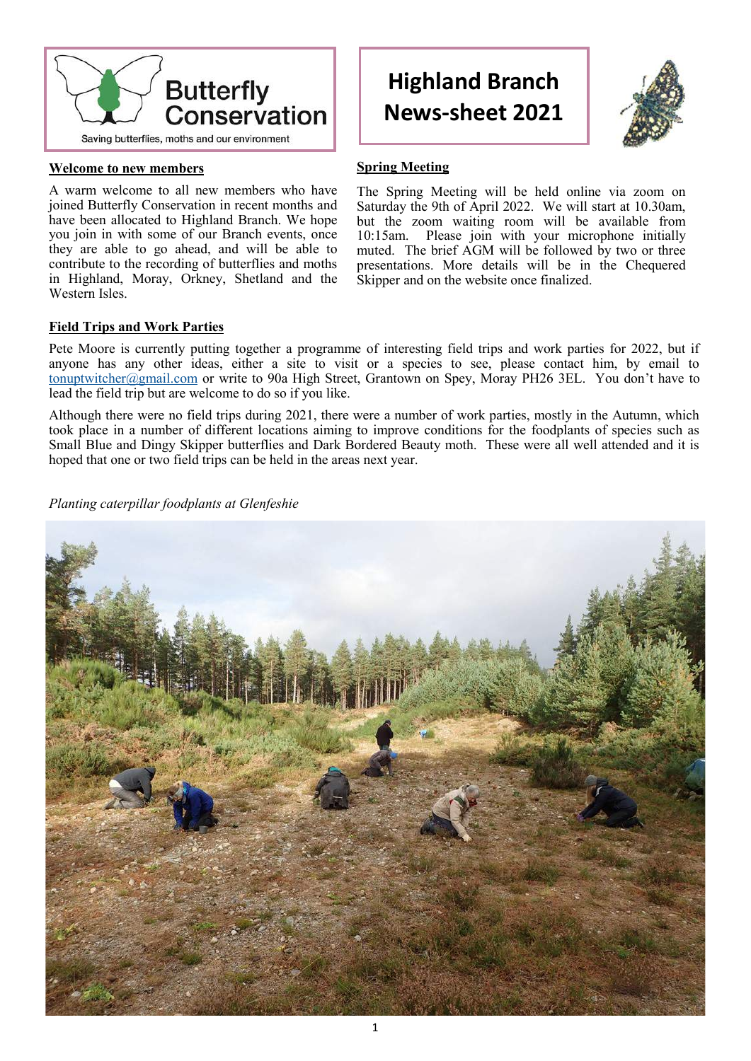Butterfly Conservation

Saving butterflies, moths and our environment

# Highland Branch News-sheet 2021

## Welcome to new members

A warm welcome to all new members who have joined Butterfly Conservation in recent months and have been allocated to Highland Branch. We hope you join in with some of our Branch events, once they are able to go ahead, and will be able to contribute to the recording of butterflies and moths in Highland, Moray, Orkney, Shetland and the Western Isles.

## Spring Meeting

The Spring Meeting will be held online via zoom on Saturday the 9th of April 2022. We will start at 10.30am, but the zoom waiting room will be available from 10:15am. Please join with your microphone initially muted. The brief AGM will be followed by two or three presentations. More details will be in the Chequered Skipper and on the website once finalized.

## Field Trips and Work Parties

Pete Moore is currently putting together a programme of interesting field trips and work parties for 2022, but if anyone has any other ideas, either a site to visit or a species to see, please contact him, by email to tonuptwitcher@gmail.com or write to 90a High Street, Grantown on Spey, Moray PH26 3EL. You don't have to lead the field trip but are welcome to do so if you like.

Although there were no field trips during 2021, there were a number of work parties, mostly in the Autumn, which took place in a number of different locations aiming to improve conditions for the foodplants of species such as Small Blue and Dingy Skipper butterflies and Dark Bordered Beauty moth. These were all well attended and it is hoped that one or two field trips can be held in the areas next year.

*Planting caterpillar foodplants at Glenfeshie*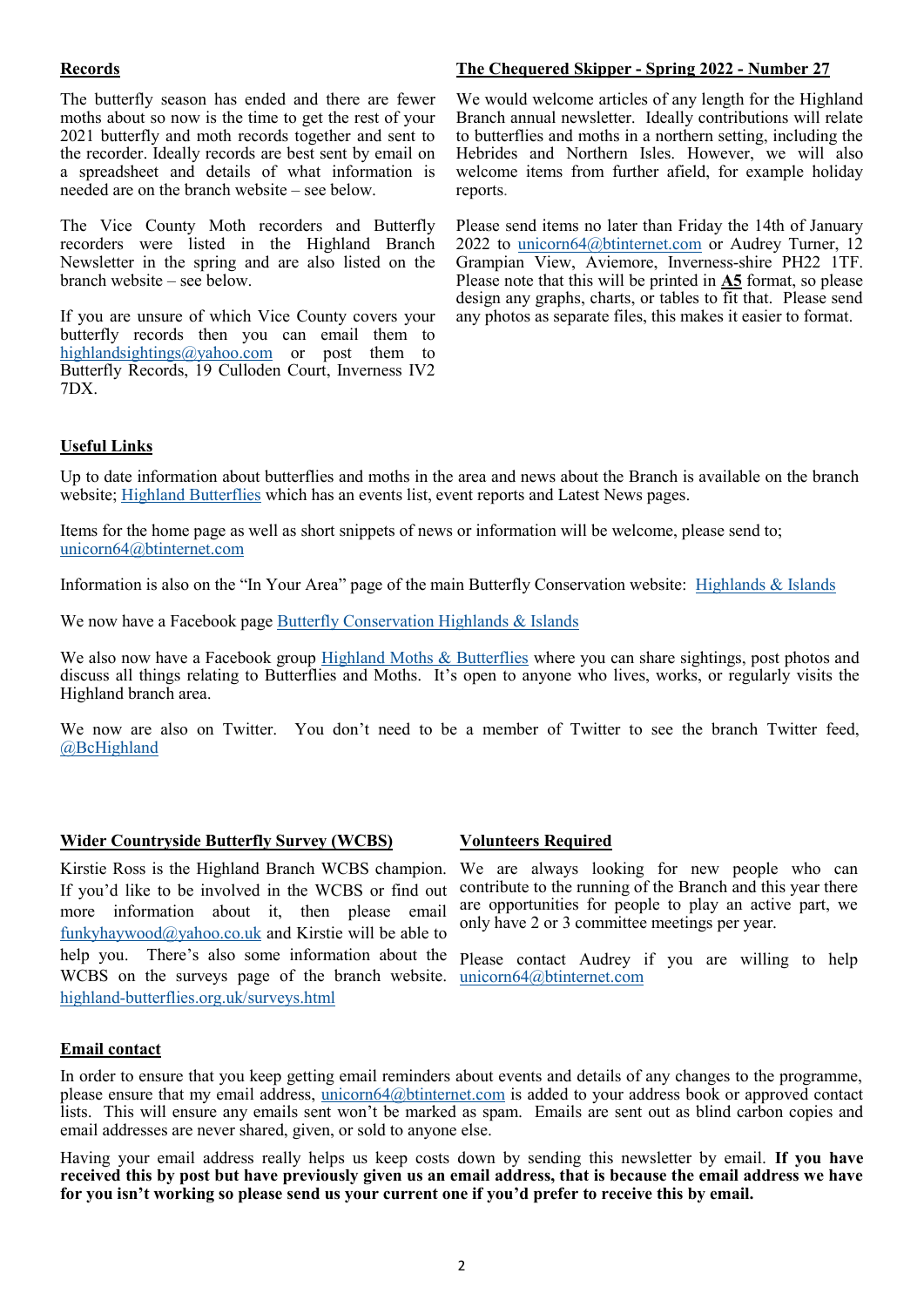## Records

The butterfly season has ended and there are fewer moths about so now is the time to get the rest of your 2021 butterfly and moth records together and sent to the recorder. Ideally records are best sent by email on a spreadsheet and details of what information is needed are on the branch website – see below.

The Vice County Moth recorders and Butterfly recorders were listed in the Highland Branch Newsletter in the spring and are also listed on the branch website – see below.

If you are unsure of which Vice County covers your butterfly records then you can email them to highlandsightings@yahoo.com or post them to Butterfly Records, 19 Culloden Court, Inverness IV2 7DX.

## The Chequered Skipper - Spring 2022 - Number 27

We would welcome articles of any length for the Highland Branch annual newsletter. Ideally contributions will relate to butterflies and moths in a northern setting, including the Hebrides and Northern Isles. However, we will also welcome items from further afield, for example holiday reports.

Please send items no later than Friday the 14th of January 2022 to unicorn64@btinternet.com or Audrey Turner, 12 Grampian View, Aviemore, Inverness-shire PH22 1TF. Please note that this will be printed in **A5** format, so please design any graphs, charts, or tables to fit that. Please send any photos as separate files, this makes it easier to format.

## Useful Links

Up to date information about butterflies and moths in the area and news about the Branch is available on the branch website; Highland Butterflies which has an events list, event reports and Latest News pages.

Items for the home page as well as short snippets of news or information will be welcome, please send to; unicorn64@btinternet.com

Information is also on the "In Your Area" page of the main Butterfly Conservation website: Highlands & Islands

We now have a Facebook page Butterfly Conservation Highlands & Islands

We also now have a Facebook group Highland Moths & Butterflies where you can share sightings, post photos and discuss all things relating to Butterflies and Moths. It's open to anyone who lives, works, or regularly visits the Highland branch area.

We now are also on Twitter. You don't need to be a member of Twitter to see the branch Twitter feed, @BcHighland

## Wider Countryside Butterfly Survey (WCBS)

Kirstie Ross is the Highland Branch WCBS champion. If you'd like to be involved in the WCBS or find out more information about it, then please email funkyhaywood@yahoo.co.uk and Kirstie will be able to help you. There's also some information about the WCBS on the surveys page of the branch website. highland-butterflies.org.uk/surveys.html

## Volunteers Required

We are always looking for new people who can contribute to the running of the Branch and this year there are opportunities for people to play an active part, we only have 2 or 3 committee meetings per year.

Please contact Audrey if you are willing to help unicorn64@btinternet.com

## Email contact

In order to ensure that you keep getting email reminders about events and details of any changes to the programme, please ensure that my email address, unicorn64@btinternet.com is added to your address book or approved contact lists. This will ensure any emails sent won't be marked as spam. Emails are sent out as blind carbon copies and email addresses are never shared, given, or sold to anyone else.

Having your email address really helps us keep costs down by sending this newsletter by email. **If you have received this by post but have previously given us an email address, that is because the email address we have for you isn't working so please send us your current one if you'd prefer to receive this by email.**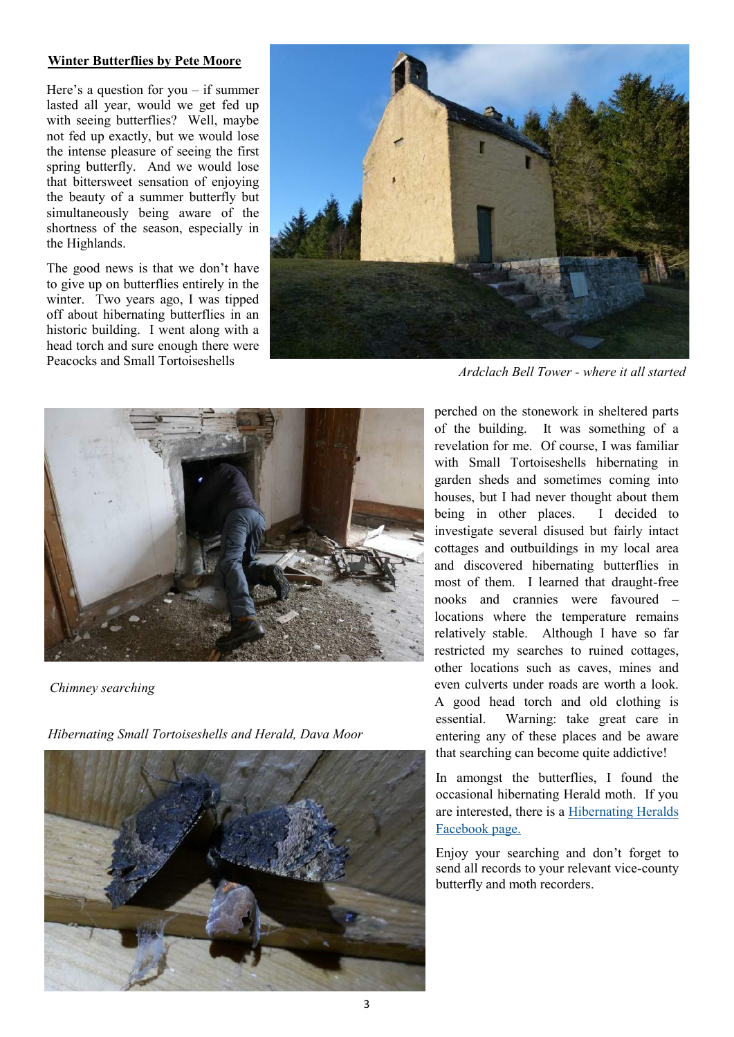**Winter Butterflies by Pete Moore**

Here's a question for you – if summer lasted all year, would we get fed up with seeing butterflies? Well, maybe not fed up exactly, but we would lose the intense pleasure of seeing the first spring butterfly. And we would lose that bittersweet sensation of enjoying the beauty of a summer butterfly but simultaneously being aware of the shortness of the season, especially in the Highlands.

The good news is that we don't have to give up on butterflies entirely in the winter. Two years ago, I was tipped off about hibernating butterflies in an historic building. I went along with a head torch and sure enough there were Peacocks and Small Tortoiseshells perched on the stonework in sheltered parts of the building. It was something of a revelation for me. Of course, I was familiar with Small Tortoiseshells hibernating in garden sheds and sometimes coming into houses, but I had never thought about them being in other places. I decided to investigate several disused but fairly intact cottages and outbuildings in my local area and discovered hibernating butterflies in most of them. I learned that draught-free nooks and crannies were favoured – locations where the temperature remains relatively stable. Although I have so far restricted my searches to ruined cottages, other locations such as caves, mines and even culverts under roads are worth a look. A good head torch and old clothing is essential. Warning: take great care in entering any of these places and be aware that searching can become quite addictive!

*Ardclach Bell Tower - where it all started*

*Chimney searching*

*Hibernating Small Tortoiseshells and Herald, Dava Moor*

In amongst the butterflies, I found the occasional hibernating Herald moth. If you are interested, there is a [Hibernating Heralds Facebook page.]

Enjoy your searching and don't forget to send all records to your relevant vice-county butterfly and moth recorders.